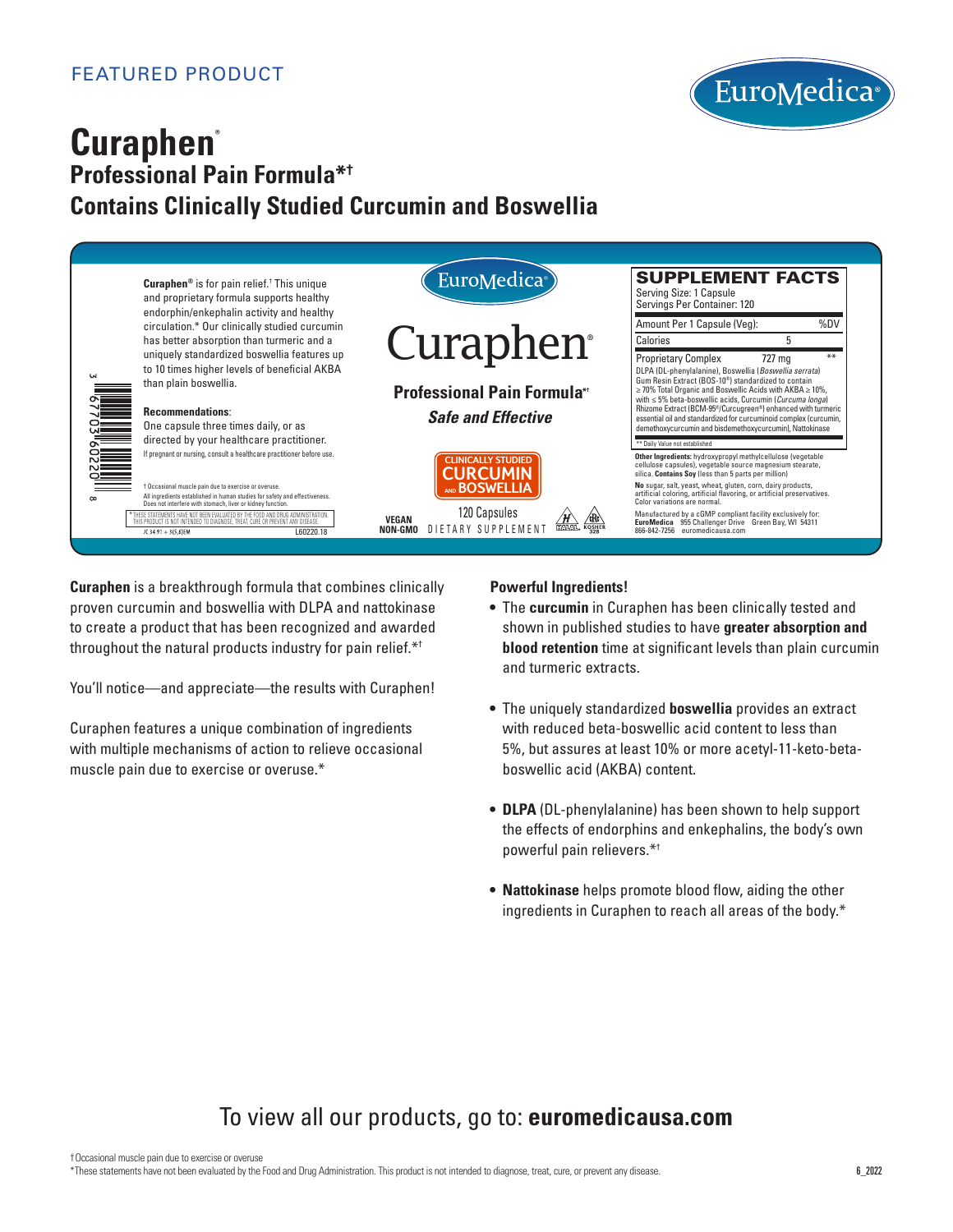FEATURED PRODUCT

EuroMedica®

# Curaphen®

## Professional Pain Formula*†

## Contains Clinically Studied Curcumin and Boswellia

**Curaphen®** is for pain relief.† This unique and proprietary formula supports healthy endorphin/enkephalin activity and healthy circulation.* Our clinically studied curcumin has better absorption than turmeric and a uniquely standardized boswellia features up to 10 times higher levels of beneficial AKBA than plain boswellia.

**Recommendations**: One capsule three times daily, or as directed by your healthcare practitioner.

If pregnant or nursing, consult a healthcare practitioner before use.

† Occasional muscle pain due to exercise or overuse.
All ingredients established in human studies for safety and effectiveness. Does not interfere with stomach, liver or kidney function.

*THESE STATEMENTS HAVE NOT BEEN EVALUATED BY THE FOOD AND DRUG ADMINISTRATION. THIS PRODUCT IS NOT INTENDED TO DIAGNOSE, TREAT, CURE OR PREVENT ANY DISEASE.

JC 34 91 + 3(5,6)EM L60220.18

3 67703 60220 8

EuroMedica®

Curaphen®

**Professional Pain Formula*†**

***Safe and Effective***

CLINICALLY STUDIED CURCUMIN AND BOSWELLIA

120 Capsules

VEGAN NON-GMO DIETARY SUPPLEMENT

HALAL KOSHER 328

**SUPPLEMENT FACTS**

Serving Size: 1 Capsule
Servings Per Container: 120

| Amount Per 1 Capsule (Veg): | | %DV |
|---|---|---|
| Calories | 5 | |
| Proprietary Complex | 727 mg | ** |

DLPA (DL-phenylalanine), Boswellia (*Boswellia serrata*) Gum Resin Extract (BOS-10®) standardized to contain ≥ 70% Total Organic and Boswellic Acids with AKBA ≥ 10%, with ≤ 5% beta-boswellic acids, Curcumin (*Curcuma longa*) Rhizome Extract (BCM-95®/Curcugreen®) enhanced with turmeric essential oil and standardized for curcuminoid complex (curcumin, demethoxycurcumin and bisdemethoxycurcumin), Nattokinase

** Daily Value not established

**Other Ingredients:** hydroxypropyl methylcellulose (vegetable cellulose capsules), vegetable source magnesium stearate, silica. **Contains Soy** (less than 5 parts per million)

**No** sugar, salt, yeast, wheat, gluten, corn, dairy products, artificial coloring, artificial flavoring, or artificial preservatives. Color variations are normal.

Manufactured by a cGMP compliant facility exclusively for: **EuroMedica** 955 Challenger Drive Green Bay, WI 54311 866-842-7256 euromedicausa.com

**Curaphen** is a breakthrough formula that combines clinically proven curcumin and boswellia with DLPA and nattokinase to create a product that has been recognized and awarded throughout the natural products industry for pain relief.*†

You'll notice—and appreciate—the results with Curaphen!

Curaphen features a unique combination of ingredients with multiple mechanisms of action to relieve occasional muscle pain due to exercise or overuse.*

**Powerful Ingredients!**

- The **curcumin** in Curaphen has been clinically tested and shown in published studies to have **greater absorption and blood retention** time at significant levels than plain curcumin and turmeric extracts.
- The uniquely standardized **boswellia** provides an extract with reduced beta-boswellic acid content to less than 5%, but assures at least 10% or more acetyl-11-keto-beta-boswellic acid (AKBA) content.
- **DLPA** (DL-phenylalanine) has been shown to help support the effects of endorphins and enkephalins, the body's own powerful pain relievers.*†
- **Nattokinase** helps promote blood flow, aiding the other ingredients in Curaphen to reach all areas of the body.*

To view all our products, go to: **euromedicausa.com**

† Occasional muscle pain due to exercise or overuse
*These statements have not been evaluated by the Food and Drug Administration. This product is not intended to diagnose, treat, cure, or prevent any disease.

6_2022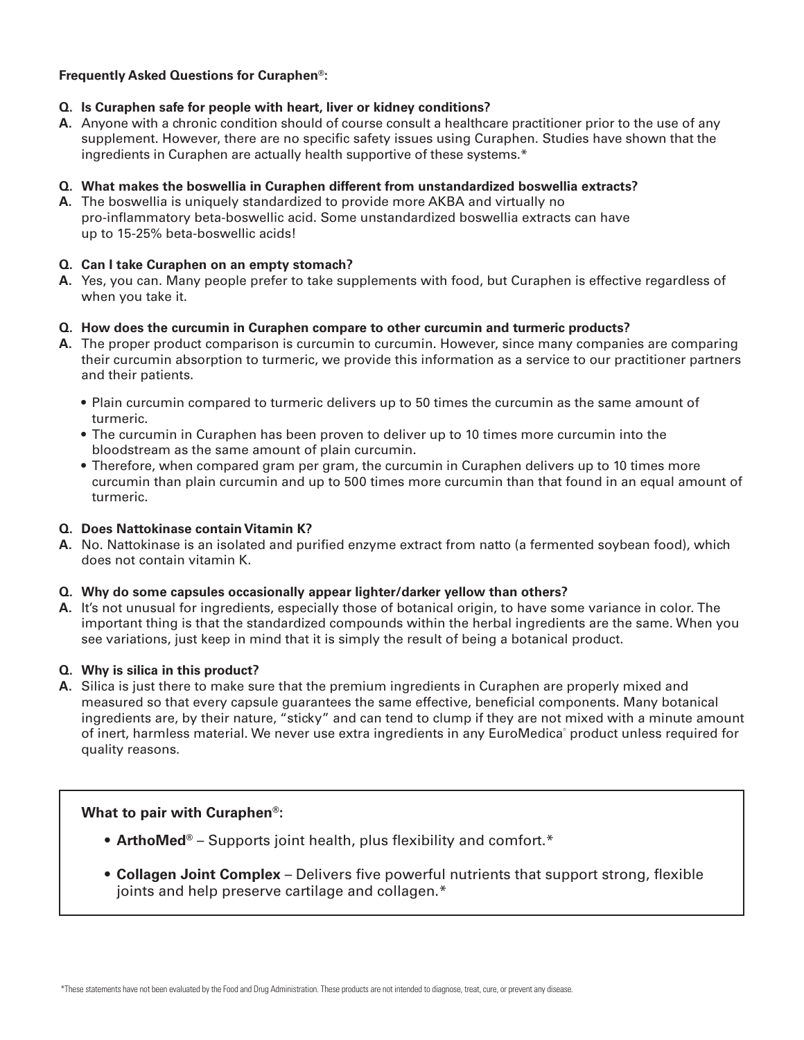**Frequently Asked Questions for Curaphen®:**

**Q. Is Curaphen safe for people with heart, liver or kidney conditions?**

**A.** Anyone with a chronic condition should of course consult a healthcare practitioner prior to the use of any supplement. However, there are no specific safety issues using Curaphen. Studies have shown that the ingredients in Curaphen are actually health supportive of these systems.*

**Q. What makes the boswellia in Curaphen different from unstandardized boswellia extracts?**

**A.** The boswellia is uniquely standardized to provide more AKBA and virtually no pro-inflammatory beta-boswellic acid. Some unstandardized boswellia extracts can have up to 15-25% beta-boswellic acids!

**Q. Can I take Curaphen on an empty stomach?**

**A.** Yes, you can. Many people prefer to take supplements with food, but Curaphen is effective regardless of when you take it.

**Q. How does the curcumin in Curaphen compare to other curcumin and turmeric products?**

**A.** The proper product comparison is curcumin to curcumin. However, since many companies are comparing their curcumin absorption to turmeric, we provide this information as a service to our practitioner partners and their patients.

- Plain curcumin compared to turmeric delivers up to 50 times the curcumin as the same amount of turmeric.
- The curcumin in Curaphen has been proven to deliver up to 10 times more curcumin into the bloodstream as the same amount of plain curcumin.
- Therefore, when compared gram per gram, the curcumin in Curaphen delivers up to 10 times more curcumin than plain curcumin and up to 500 times more curcumin than that found in an equal amount of turmeric.

**Q. Does Nattokinase contain Vitamin K?**

**A.** No. Nattokinase is an isolated and purified enzyme extract from natto (a fermented soybean food), which does not contain vitamin K.

**Q. Why do some capsules occasionally appear lighter/darker yellow than others?**

**A.** It's not unusual for ingredients, especially those of botanical origin, to have some variance in color. The important thing is that the standardized compounds within the herbal ingredients are the same. When you see variations, just keep in mind that it is simply the result of being a botanical product.

**Q. Why is silica in this product?**

**A.** Silica is just there to make sure that the premium ingredients in Curaphen are properly mixed and measured so that every capsule guarantees the same effective, beneficial components. Many botanical ingredients are, by their nature, "sticky" and can tend to clump if they are not mixed with a minute amount of inert, harmless material. We never use extra ingredients in any EuroMedica® product unless required for quality reasons.

**What to pair with Curaphen®:**

- **ArthoMed®** – Supports joint health, plus flexibility and comfort.*
- **Collagen Joint Complex** – Delivers five powerful nutrients that support strong, flexible joints and help preserve cartilage and collagen.*

*These statements have not been evaluated by the Food and Drug Administration. These products are not intended to diagnose, treat, cure, or prevent any disease.